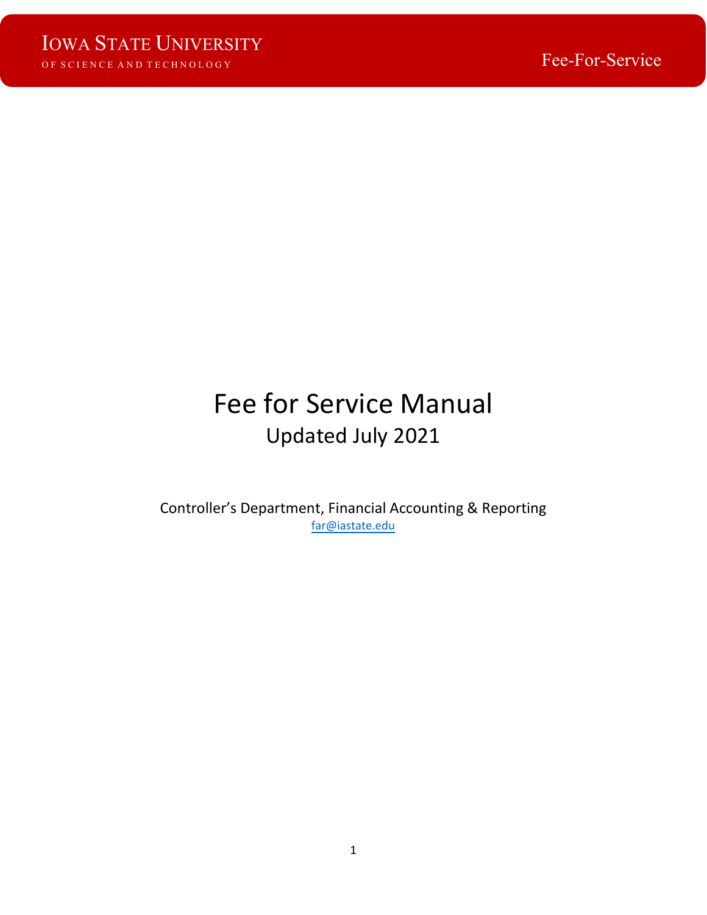IOWA STATE UNIVERSITY
OF SCIENCE AND TECHNOLOGY

Fee-For-Service

# Fee for Service Manual

## Updated July 2021

Controller's Department, Financial Accounting & Reporting

far@iastate.edu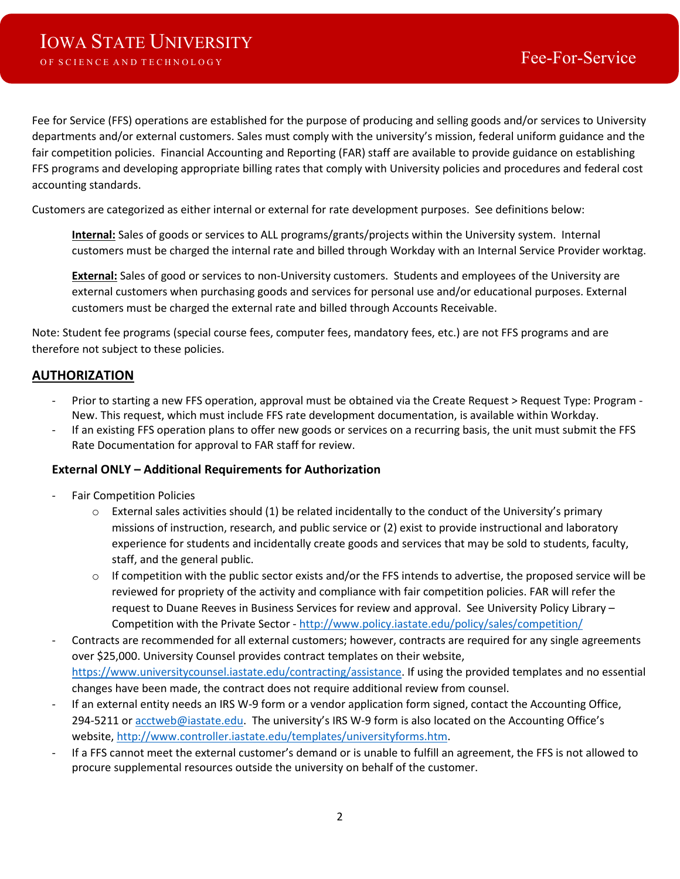Fee for Service (FFS) operations are established for the purpose of producing and selling goods and/or services to University departments and/or external customers. Sales must comply with the university's mission, federal uniform guidance and the fair competition policies. Financial Accounting and Reporting (FAR) staff are available to provide guidance on establishing FFS programs and developing appropriate billing rates that comply with University policies and procedures and federal cost accounting standards.

Customers are categorized as either internal or external for rate development purposes. See definitions below:

> **Internal:** Sales of goods or services to ALL programs/grants/projects within the University system. Internal customers must be charged the internal rate and billed through Workday with an Internal Service Provider worktag.
>
> **External:** Sales of good or services to non-University customers. Students and employees of the University are external customers when purchasing goods and services for personal use and/or educational purposes. External customers must be charged the external rate and billed through Accounts Receivable.

Note: Student fee programs (special course fees, computer fees, mandatory fees, etc.) are not FFS programs and are therefore not subject to these policies.

## AUTHORIZATION

- Prior to starting a new FFS operation, approval must be obtained via the Create Request > Request Type: Program - New. This request, which must include FFS rate development documentation, is available within Workday.
- If an existing FFS operation plans to offer new goods or services on a recurring basis, the unit must submit the FFS Rate Documentation for approval to FAR staff for review.

### External ONLY – Additional Requirements for Authorization

- Fair Competition Policies
  - External sales activities should (1) be related incidentally to the conduct of the University's primary missions of instruction, research, and public service or (2) exist to provide instructional and laboratory experience for students and incidentally create goods and services that may be sold to students, faculty, staff, and the general public.
  - If competition with the public sector exists and/or the FFS intends to advertise, the proposed service will be reviewed for propriety of the activity and compliance with fair competition policies. FAR will refer the request to Duane Reeves in Business Services for review and approval. See University Policy Library – Competition with the Private Sector - http://www.policy.iastate.edu/policy/sales/competition/
- Contracts are recommended for all external customers; however, contracts are required for any single agreements over $25,000. University Counsel provides contract templates on their website, https://www.universitycounsel.iastate.edu/contracting/assistance. If using the provided templates and no essential changes have been made, the contract does not require additional review from counsel.
- If an external entity needs an IRS W-9 form or a vendor application form signed, contact the Accounting Office, 294-5211 or acctweb@iastate.edu. The university's IRS W-9 form is also located on the Accounting Office's website, http://www.controller.iastate.edu/templates/universityforms.htm.
- If a FFS cannot meet the external customer's demand or is unable to fulfill an agreement, the FFS is not allowed to procure supplemental resources outside the university on behalf of the customer.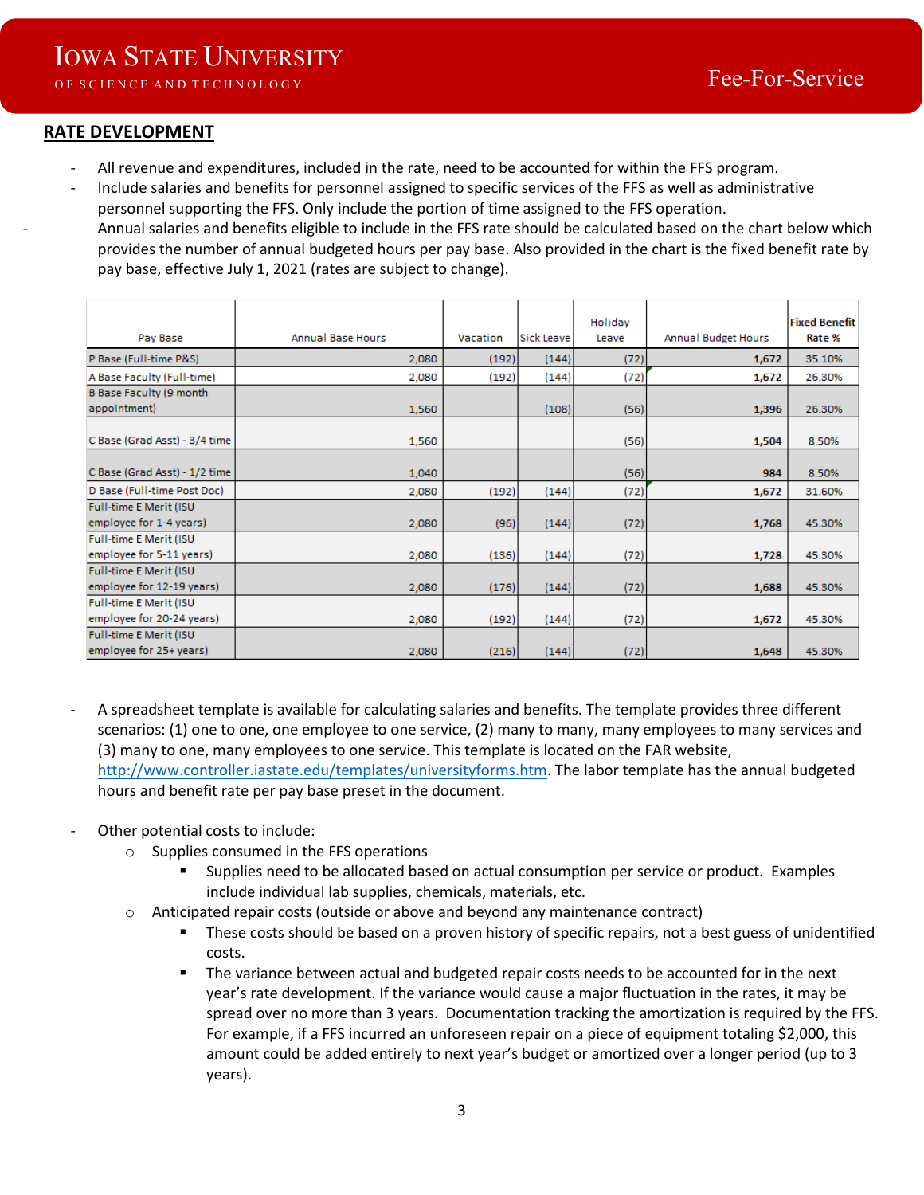## RATE DEVELOPMENT

- All revenue and expenditures, included in the rate, need to be accounted for within the FFS program.
- Include salaries and benefits for personnel assigned to specific services of the FFS as well as administrative personnel supporting the FFS. Only include the portion of time assigned to the FFS operation.
- Annual salaries and benefits eligible to include in the FFS rate should be calculated based on the chart below which provides the number of annual budgeted hours per pay base. Also provided in the chart is the fixed benefit rate by pay base, effective July 1, 2021 (rates are subject to change).

| Pay Base | Annual Base Hours | Vacation | Sick Leave | Holiday Leave | Annual Budget Hours | Fixed Benefit Rate % |
|---|---|---|---|---|---|---|
| P Base (Full-time P&S) | 2,080 | (192) | (144) | (72) | **1,672** | 35.10% |
| A Base Faculty (Full-time) | 2,080 | (192) | (144) | (72) | **1,672** | 26.30% |
| B Base Faculty (9 month appointment) | 1,560 | | (108) | (56) | **1,396** | 26.30% |
| C Base (Grad Asst) - 3/4 time | 1,560 | | | (56) | **1,504** | 8.50% |
| C Base (Grad Asst) - 1/2 time | 1,040 | | | (56) | **984** | 8.50% |
| D Base (Full-time Post Doc) | 2,080 | (192) | (144) | (72) | **1,672** | 31.60% |
| Full-time E Merit (ISU employee for 1-4 years) | 2,080 | (96) | (144) | (72) | **1,768** | 45.30% |
| Full-time E Merit (ISU employee for 5-11 years) | 2,080 | (136) | (144) | (72) | **1,728** | 45.30% |
| Full-time E Merit (ISU employee for 12-19 years) | 2,080 | (176) | (144) | (72) | **1,688** | 45.30% |
| Full-time E Merit (ISU employee for 20-24 years) | 2,080 | (192) | (144) | (72) | **1,672** | 45.30% |
| Full-time E Merit (ISU employee for 25+ years) | 2,080 | (216) | (144) | (72) | **1,648** | 45.30% |

- A spreadsheet template is available for calculating salaries and benefits. The template provides three different scenarios: (1) one to one, one employee to one service, (2) many to many, many employees to many services and (3) many to one, many employees to one service. This template is located on the FAR website, http://www.controller.iastate.edu/templates/universityforms.htm. The labor template has the annual budgeted hours and benefit rate per pay base preset in the document.

- Other potential costs to include:
  - Supplies consumed in the FFS operations
    - Supplies need to be allocated based on actual consumption per service or product. Examples include individual lab supplies, chemicals, materials, etc.
  - Anticipated repair costs (outside or above and beyond any maintenance contract)
    - These costs should be based on a proven history of specific repairs, not a best guess of unidentified costs.
    - The variance between actual and budgeted repair costs needs to be accounted for in the next year's rate development. If the variance would cause a major fluctuation in the rates, it may be spread over no more than 3 years. Documentation tracking the amortization is required by the FFS. For example, if a FFS incurred an unforeseen repair on a piece of equipment totaling $2,000, this amount could be added entirely to next year's budget or amortized over a longer period (up to 3 years).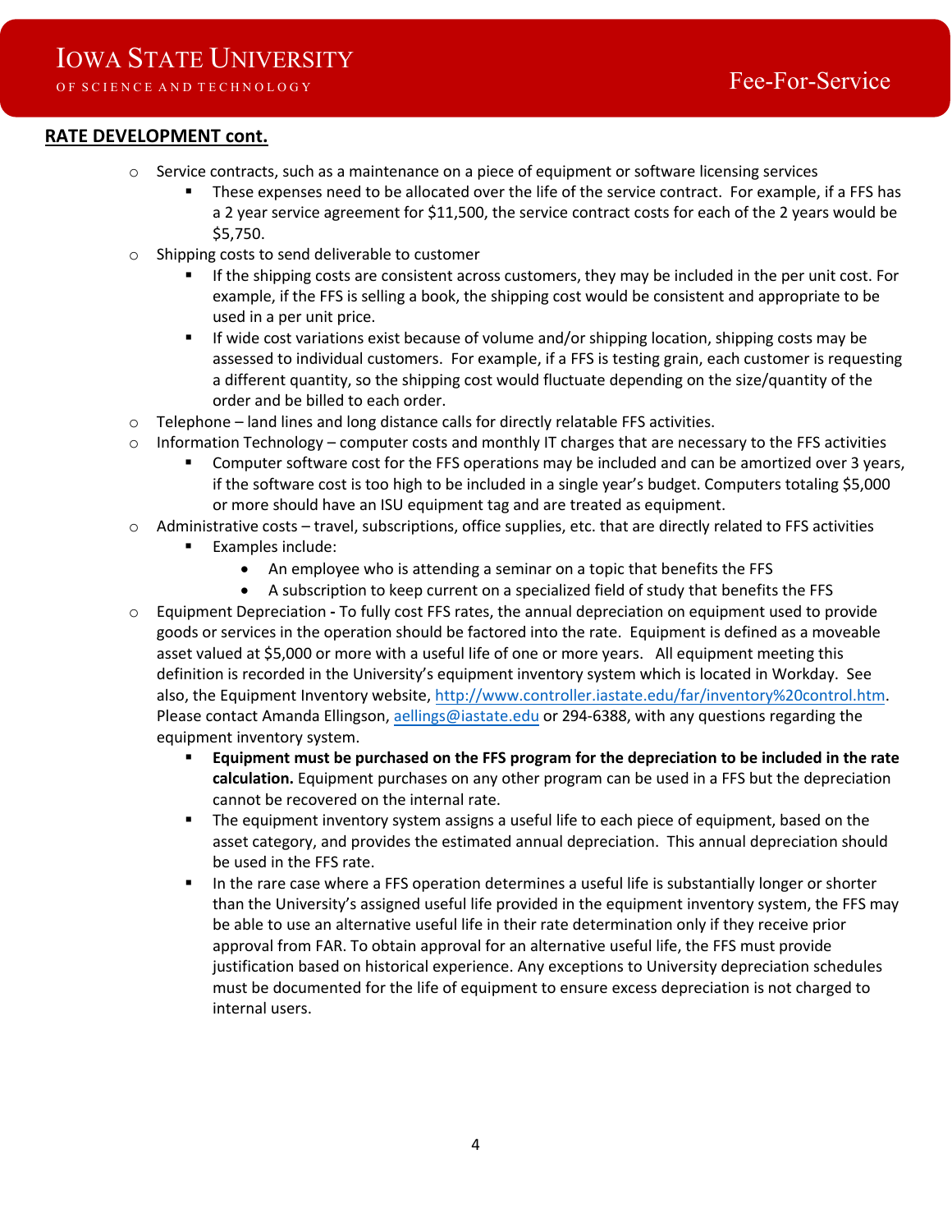**RATE DEVELOPMENT cont.**

- Service contracts, such as a maintenance on a piece of equipment or software licensing services
  - These expenses need to be allocated over the life of the service contract. For example, if a FFS has a 2 year service agreement for $11,500, the service contract costs for each of the 2 years would be $5,750.
- Shipping costs to send deliverable to customer
  - If the shipping costs are consistent across customers, they may be included in the per unit cost. For example, if the FFS is selling a book, the shipping cost would be consistent and appropriate to be used in a per unit price.
  - If wide cost variations exist because of volume and/or shipping location, shipping costs may be assessed to individual customers. For example, if a FFS is testing grain, each customer is requesting a different quantity, so the shipping cost would fluctuate depending on the size/quantity of the order and be billed to each order.
- Telephone – land lines and long distance calls for directly relatable FFS activities.
- Information Technology – computer costs and monthly IT charges that are necessary to the FFS activities
  - Computer software cost for the FFS operations may be included and can be amortized over 3 years, if the software cost is too high to be included in a single year's budget. Computers totaling $5,000 or more should have an ISU equipment tag and are treated as equipment.
- Administrative costs – travel, subscriptions, office supplies, etc. that are directly related to FFS activities
  - Examples include:
    - An employee who is attending a seminar on a topic that benefits the FFS
    - A subscription to keep current on a specialized field of study that benefits the FFS
- Equipment Depreciation **-** To fully cost FFS rates, the annual depreciation on equipment used to provide goods or services in the operation should be factored into the rate. Equipment is defined as a moveable asset valued at $5,000 or more with a useful life of one or more years. All equipment meeting this definition is recorded in the University's equipment inventory system which is located in Workday. See also, the Equipment Inventory website, [http://www.controller.iastate.edu/far/inventory%20control.htm](http://www.controller.iastate.edu/far/inventory%20control.htm). Please contact Amanda Ellingson, [aellings@iastate.edu](mailto:aellings@iastate.edu) or 294-6388, with any questions regarding the equipment inventory system.
  - **Equipment must be purchased on the FFS program for the depreciation to be included in the rate calculation.** Equipment purchases on any other program can be used in a FFS but the depreciation cannot be recovered on the internal rate.
  - The equipment inventory system assigns a useful life to each piece of equipment, based on the asset category, and provides the estimated annual depreciation. This annual depreciation should be used in the FFS rate.
  - In the rare case where a FFS operation determines a useful life is substantially longer or shorter than the University's assigned useful life provided in the equipment inventory system, the FFS may be able to use an alternative useful life in their rate determination only if they receive prior approval from FAR. To obtain approval for an alternative useful life, the FFS must provide justification based on historical experience. Any exceptions to University depreciation schedules must be documented for the life of equipment to ensure excess depreciation is not charged to internal users.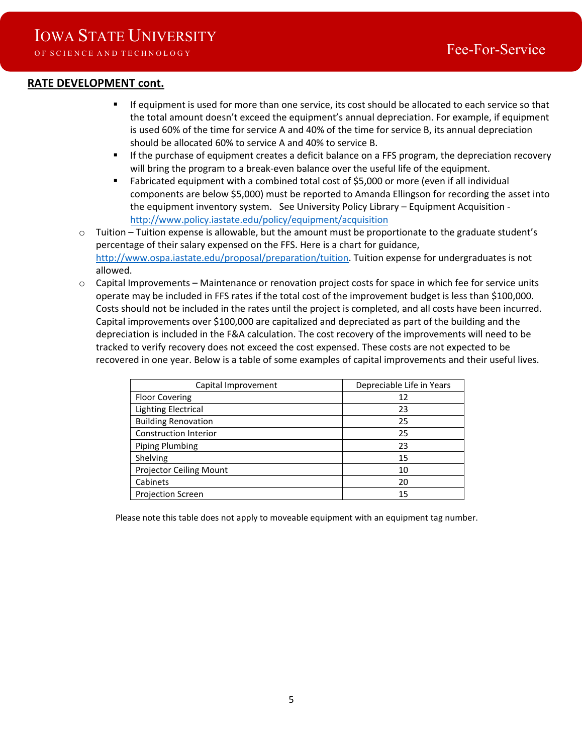## RATE DEVELOPMENT cont.

    - If equipment is used for more than one service, its cost should be allocated to each service so that the total amount doesn't exceed the equipment's annual depreciation. For example, if equipment is used 60% of the time for service A and 40% of the time for service B, its annual depreciation should be allocated 60% to service A and 40% to service B.
    - If the purchase of equipment creates a deficit balance on a FFS program, the depreciation recovery will bring the program to a break-even balance over the useful life of the equipment.
    - Fabricated equipment with a combined total cost of $5,000 or more (even if all individual components are below $5,000) must be reported to Amanda Ellingson for recording the asset into the equipment inventory system. See University Policy Library – Equipment Acquisition - http://www.policy.iastate.edu/policy/equipment/acquisition

- Tuition – Tuition expense is allowable, but the amount must be proportionate to the graduate student's percentage of their salary expensed on the FFS. Here is a chart for guidance, http://www.ospa.iastate.edu/proposal/preparation/tuition. Tuition expense for undergraduates is not allowed.
- Capital Improvements – Maintenance or renovation project costs for space in which fee for service units operate may be included in FFS rates if the total cost of the improvement budget is less than $100,000. Costs should not be included in the rates until the project is completed, and all costs have been incurred. Capital improvements over $100,000 are capitalized and depreciated as part of the building and the depreciation is included in the F&A calculation. The cost recovery of the improvements will need to be tracked to verify recovery does not exceed the cost expensed. These costs are not expected to be recovered in one year. Below is a table of some examples of capital improvements and their useful lives.

| Capital Improvement | Depreciable Life in Years |
|---|---|
| Floor Covering | 12 |
| Lighting Electrical | 23 |
| Building Renovation | 25 |
| Construction Interior | 25 |
| Piping Plumbing | 23 |
| Shelving | 15 |
| Projector Ceiling Mount | 10 |
| Cabinets | 20 |
| Projection Screen | 15 |

Please note this table does not apply to moveable equipment with an equipment tag number.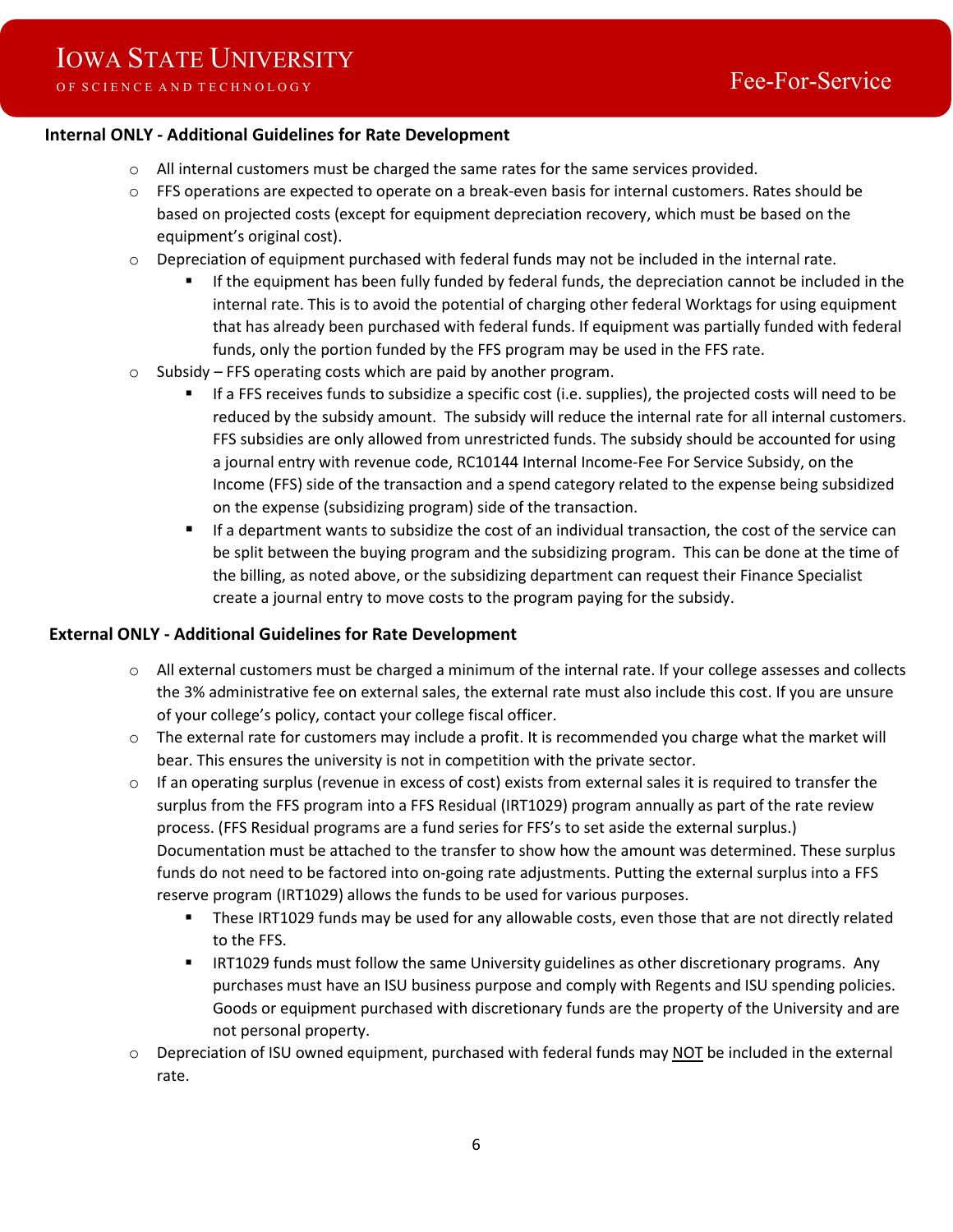### Internal ONLY - Additional Guidelines for Rate Development

- All internal customers must be charged the same rates for the same services provided.
- FFS operations are expected to operate on a break-even basis for internal customers. Rates should be based on projected costs (except for equipment depreciation recovery, which must be based on the equipment's original cost).
- Depreciation of equipment purchased with federal funds may not be included in the internal rate.
  - If the equipment has been fully funded by federal funds, the depreciation cannot be included in the internal rate. This is to avoid the potential of charging other federal Worktags for using equipment that has already been purchased with federal funds. If equipment was partially funded with federal funds, only the portion funded by the FFS program may be used in the FFS rate.
- Subsidy – FFS operating costs which are paid by another program.
  - If a FFS receives funds to subsidize a specific cost (i.e. supplies), the projected costs will need to be reduced by the subsidy amount. The subsidy will reduce the internal rate for all internal customers. FFS subsidies are only allowed from unrestricted funds. The subsidy should be accounted for using a journal entry with revenue code, RC10144 Internal Income-Fee For Service Subsidy, on the Income (FFS) side of the transaction and a spend category related to the expense being subsidized on the expense (subsidizing program) side of the transaction.
  - If a department wants to subsidize the cost of an individual transaction, the cost of the service can be split between the buying program and the subsidizing program. This can be done at the time of the billing, as noted above, or the subsidizing department can request their Finance Specialist create a journal entry to move costs to the program paying for the subsidy.

### External ONLY - Additional Guidelines for Rate Development

- All external customers must be charged a minimum of the internal rate. If your college assesses and collects the 3% administrative fee on external sales, the external rate must also include this cost. If you are unsure of your college's policy, contact your college fiscal officer.
- The external rate for customers may include a profit. It is recommended you charge what the market will bear. This ensures the university is not in competition with the private sector.
- If an operating surplus (revenue in excess of cost) exists from external sales it is required to transfer the surplus from the FFS program into a FFS Residual (IRT1029) program annually as part of the rate review process. (FFS Residual programs are a fund series for FFS's to set aside the external surplus.) Documentation must be attached to the transfer to show how the amount was determined. These surplus funds do not need to be factored into on-going rate adjustments. Putting the external surplus into a FFS reserve program (IRT1029) allows the funds to be used for various purposes.
  - These IRT1029 funds may be used for any allowable costs, even those that are not directly related to the FFS.
  - IRT1029 funds must follow the same University guidelines as other discretionary programs. Any purchases must have an ISU business purpose and comply with Regents and ISU spending policies. Goods or equipment purchased with discretionary funds are the property of the University and are not personal property.
- Depreciation of ISU owned equipment, purchased with federal funds may <u>NOT</u> be included in the external rate.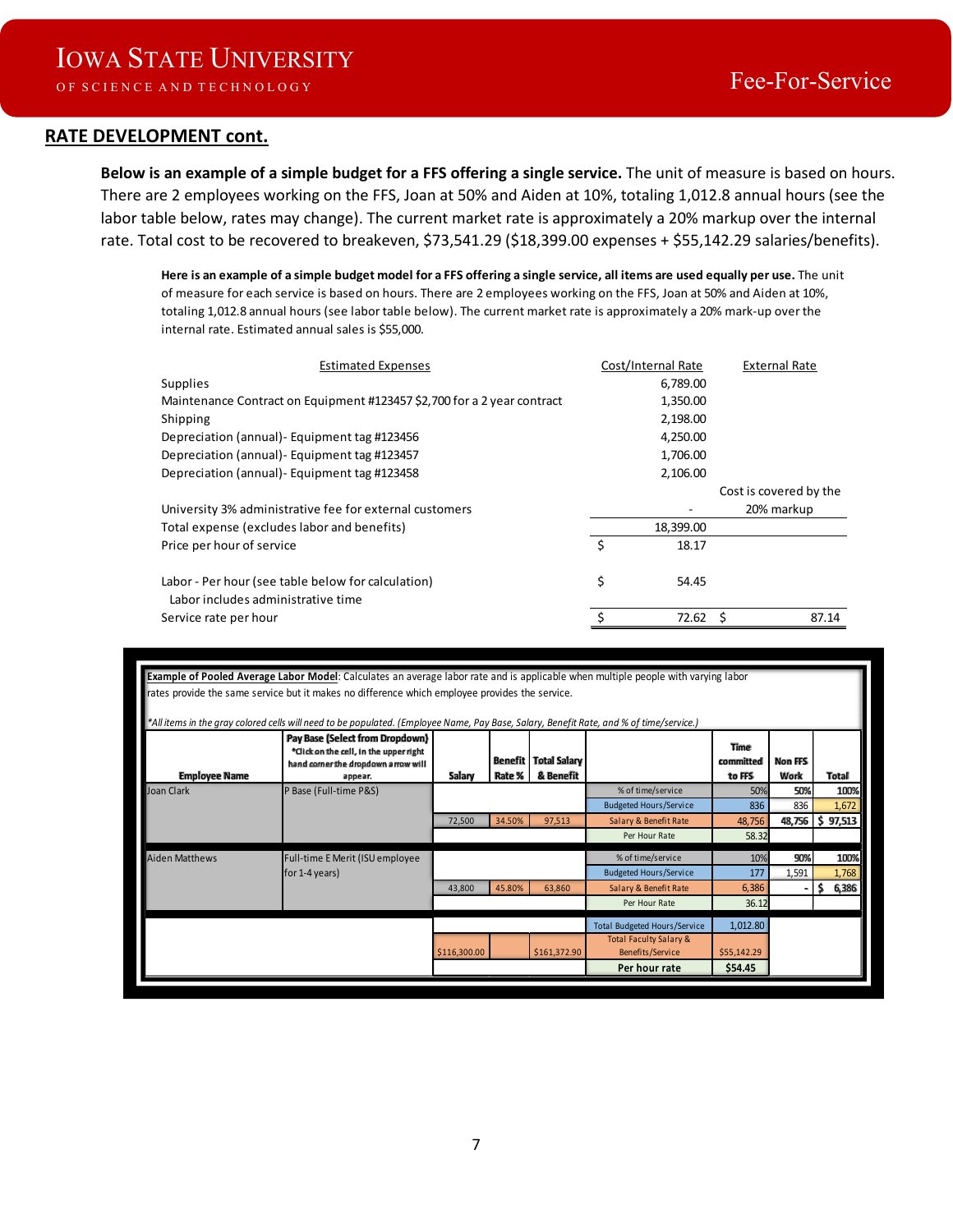## RATE DEVELOPMENT cont.

**Below is an example of a simple budget for a FFS offering a single service.** The unit of measure is based on hours. There are 2 employees working on the FFS, Joan at 50% and Aiden at 10%, totaling 1,012.8 annual hours (see the labor table below, rates may change). The current market rate is approximately a 20% markup over the internal rate. Total cost to be recovered to breakeven, $73,541.29 ($18,399.00 expenses + $55,142.29 salaries/benefits).

**Here is an example of a simple budget model for a FFS offering a single service, all items are used equally per use.** The unit of measure for each service is based on hours. There are 2 employees working on the FFS, Joan at 50% and Aiden at 10%, totaling 1,012.8 annual hours (see labor table below). The current market rate is approximately a 20% mark-up over the internal rate. Estimated annual sales is $55,000.

| Estimated Expenses | Cost/Internal Rate | External Rate |
|---|---|---|
| Supplies | 6,789.00 | |
| Maintenance Contract on Equipment #123457 $2,700 for a 2 year contract | 1,350.00 | |
| Shipping | 2,198.00 | |
| Depreciation (annual)- Equipment tag #123456 | 4,250.00 | |
| Depreciation (annual)- Equipment tag #123457 | 1,706.00 | |
| Depreciation (annual)- Equipment tag #123458 | 2,106.00 | |
| University 3% administrative fee for external customers | - | Cost is covered by the 20% markup |
| Total expense (excludes labor and benefits) | 18,399.00 | |
| Price per hour of service | $ 18.17 | |
| Labor - Per hour (see table below for calculation) Labor includes administrative time | $ 54.45 | |
| Service rate per hour | $ 72.62 | $ 87.14 |

**Example of Pooled Average Labor Model**: Calculates an average labor rate and is applicable when multiple people with varying labor rates provide the same service but it makes no difference which employee provides the service.

*All items in the gray colored cells will need to be populated. (Employee Name, Pay Base, Salary, Benefit Rate, and % of time/service.)*

| Employee Name | Pay Base (Select from Dropdown) *Click on the cell, in the upper right hand corner the dropdown arrow will appear. | Salary | Benefit Rate % | Total Salary & Benefit | | Time committed to FFS | Non FFS Work | Total |
|---|---|---|---|---|---|---|---|---|
| Joan Clark | P Base (Full-time P&S) | | | | % of time/service | 50% | 50% | 100% |
| | | | | | Budgeted Hours/Service | 836 | 836 | 1,672 |
| | | 72,500 | 34.50% | 97,513 | Salary & Benefit Rate | 48,756 | 48,756 | $ 97,513 |
| | | | | | Per Hour Rate | 58.32 | | |
| Aiden Matthews | Full-time E Merit (ISU employee for 1-4 years) | | | | % of time/service | 10% | 90% | 100% |
| | | | | | Budgeted Hours/Service | 177 | 1,591 | 1,768 |
| | | 43,800 | 45.80% | 63,860 | Salary & Benefit Rate | 6,386 | - | $ 6,386 |
| | | | | | Per Hour Rate | 36.12 | | |
| | | | | | Total Budgeted Hours/Service | 1,012.80 | | |
| | | $116,300.00 | | $161,372.90 | Total Faculty Salary & Benefits/Service | $55,142.29 | | |
| | | | | | **Per hour rate** | **$54.45** | | |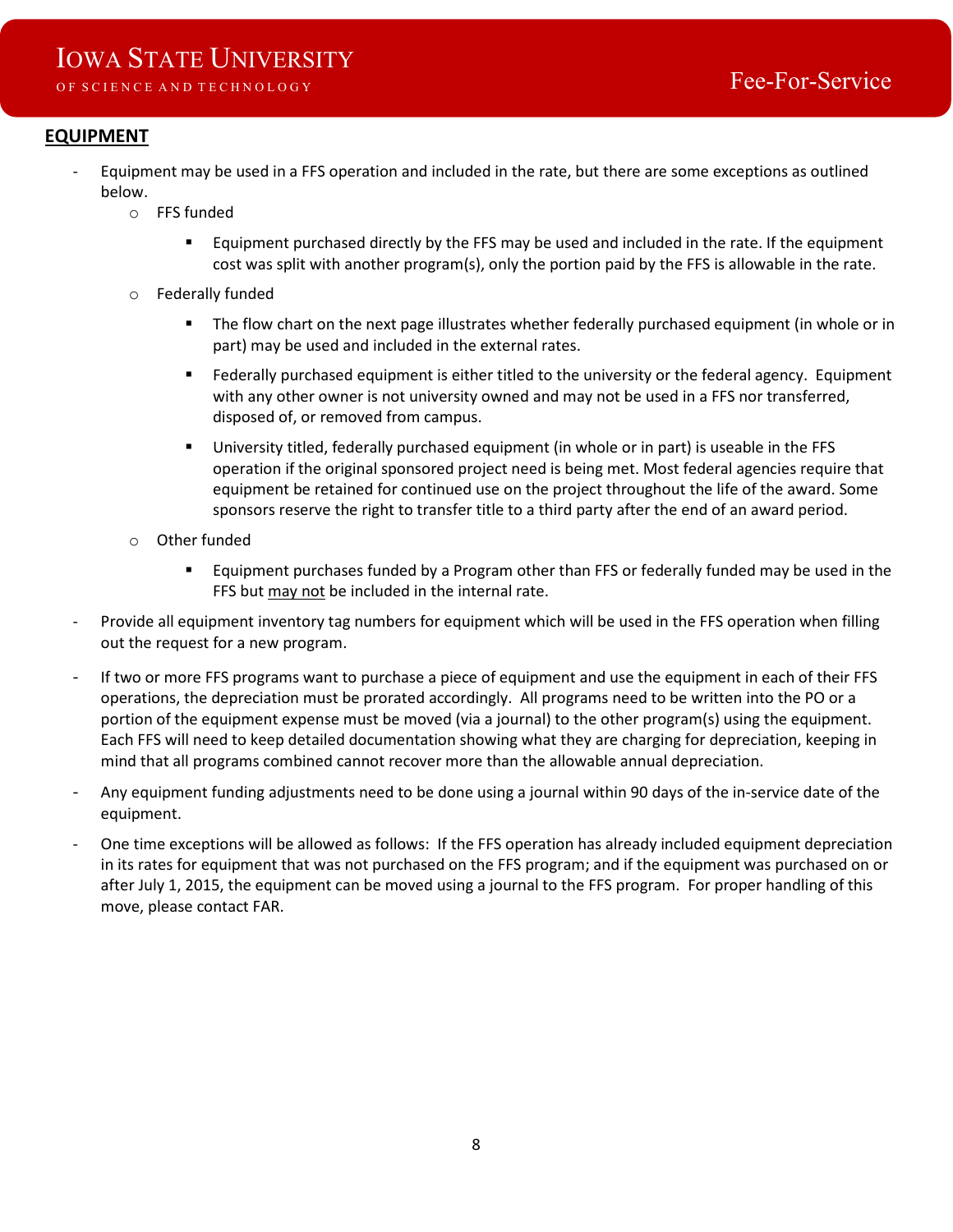## EQUIPMENT

- Equipment may be used in a FFS operation and included in the rate, but there are some exceptions as outlined below.
  - FFS funded
    - Equipment purchased directly by the FFS may be used and included in the rate. If the equipment cost was split with another program(s), only the portion paid by the FFS is allowable in the rate.
  - Federally funded
    - The flow chart on the next page illustrates whether federally purchased equipment (in whole or in part) may be used and included in the external rates.
    - Federally purchased equipment is either titled to the university or the federal agency. Equipment with any other owner is not university owned and may not be used in a FFS nor transferred, disposed of, or removed from campus.
    - University titled, federally purchased equipment (in whole or in part) is useable in the FFS operation if the original sponsored project need is being met. Most federal agencies require that equipment be retained for continued use on the project throughout the life of the award. Some sponsors reserve the right to transfer title to a third party after the end of an award period.
  - Other funded
    - Equipment purchases funded by a Program other than FFS or federally funded may be used in the FFS but <u>may not</u> be included in the internal rate.
- Provide all equipment inventory tag numbers for equipment which will be used in the FFS operation when filling out the request for a new program.
- If two or more FFS programs want to purchase a piece of equipment and use the equipment in each of their FFS operations, the depreciation must be prorated accordingly. All programs need to be written into the PO or a portion of the equipment expense must be moved (via a journal) to the other program(s) using the equipment. Each FFS will need to keep detailed documentation showing what they are charging for depreciation, keeping in mind that all programs combined cannot recover more than the allowable annual depreciation.
- Any equipment funding adjustments need to be done using a journal within 90 days of the in-service date of the equipment.
- One time exceptions will be allowed as follows: If the FFS operation has already included equipment depreciation in its rates for equipment that was not purchased on the FFS program; and if the equipment was purchased on or after July 1, 2015, the equipment can be moved using a journal to the FFS program. For proper handling of this move, please contact FAR.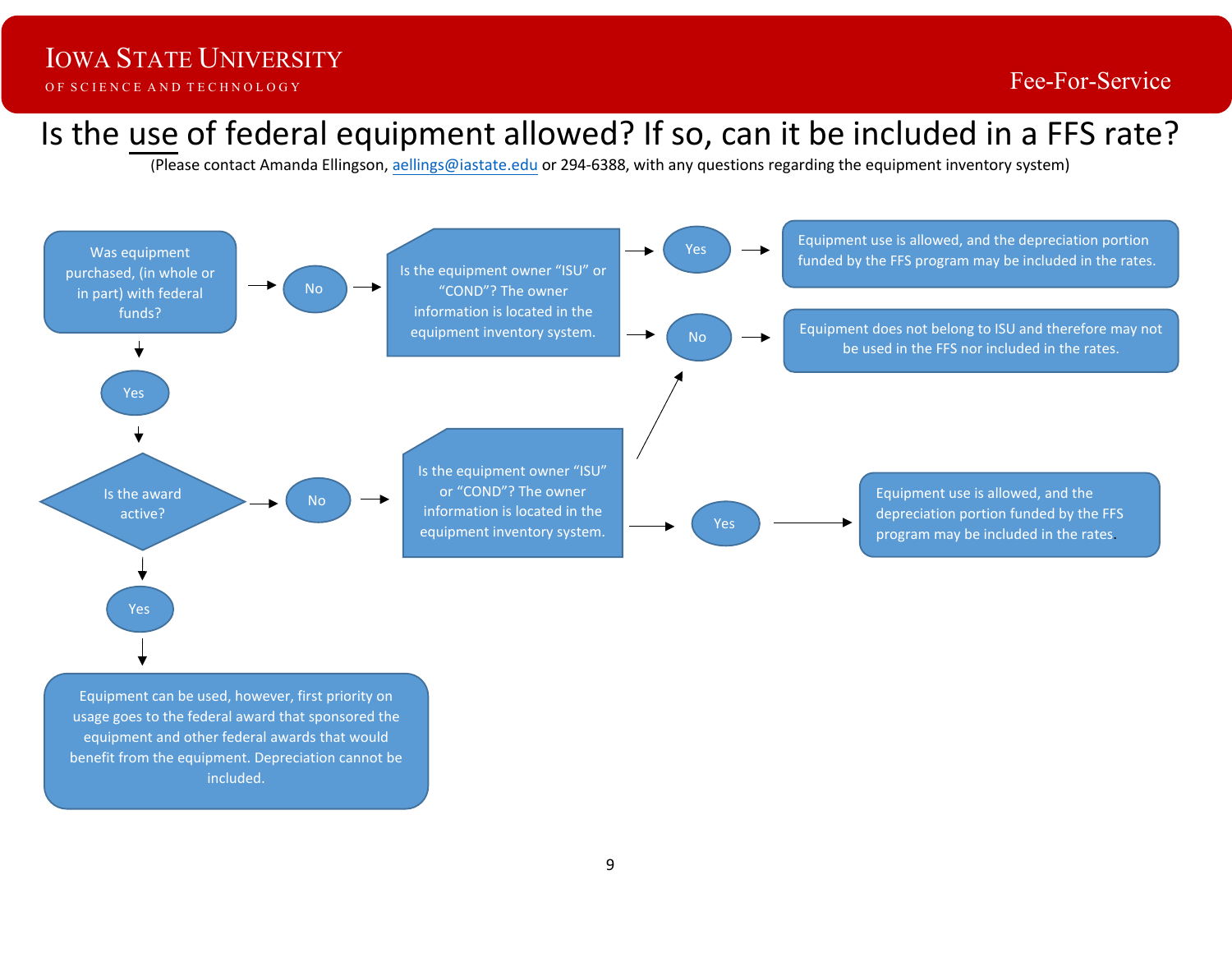# Is the use of federal equipment allowed? If so, can it be included in a FFS rate?

(Please contact Amanda Ellingson, aellings@iastate.edu or 294-6388, with any questions regarding the equipment inventory system)

Was equipment purchased, (in whole or in part) with federal funds?

- **No** → Is the equipment owner "ISU" or "COND"? The owner information is located in the equipment inventory system.
  - **Yes** → Equipment use is allowed, and the depreciation portion funded by the FFS program may be included in the rates.
  - **No** → Equipment does not belong to ISU and therefore may not be used in the FFS nor included in the rates.
- **Yes** → Is the award active?
  - **No** → Is the equipment owner "ISU" or "COND"? The owner information is located in the equipment inventory system.
    - **Yes** → Equipment use is allowed, and the depreciation portion funded by the FFS program may be included in the rates.
    - **No** → Equipment does not belong to ISU and therefore may not be used in the FFS nor included in the rates.
  - **Yes** → Equipment can be used, however, first priority on usage goes to the federal award that sponsored the equipment and other federal awards that would benefit from the equipment. Depreciation cannot be included.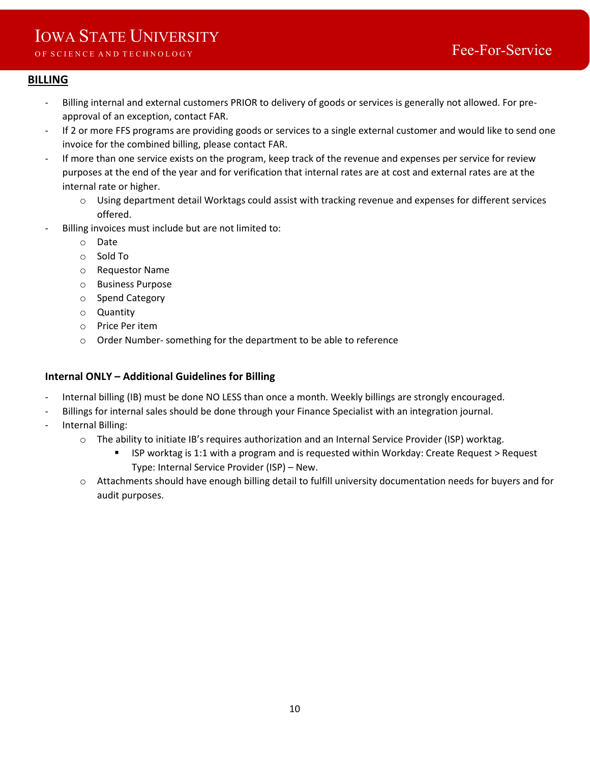## BILLING

- Billing internal and external customers PRIOR to delivery of goods or services is generally not allowed. For pre-approval of an exception, contact FAR.
- If 2 or more FFS programs are providing goods or services to a single external customer and would like to send one invoice for the combined billing, please contact FAR.
- If more than one service exists on the program, keep track of the revenue and expenses per service for review purposes at the end of the year and for verification that internal rates are at cost and external rates are at the internal rate or higher.
    - Using department detail Worktags could assist with tracking revenue and expenses for different services offered.
- Billing invoices must include but are not limited to:
    - Date
    - Sold To
    - Requestor Name
    - Business Purpose
    - Spend Category
    - Quantity
    - Price Per item
    - Order Number- something for the department to be able to reference

### Internal ONLY – Additional Guidelines for Billing

- Internal billing (IB) must be done NO LESS than once a month. Weekly billings are strongly encouraged.
- Billings for internal sales should be done through your Finance Specialist with an integration journal.
- Internal Billing:
    - The ability to initiate IB's requires authorization and an Internal Service Provider (ISP) worktag.
        - ISP worktag is 1:1 with a program and is requested within Workday: Create Request > Request Type: Internal Service Provider (ISP) – New.
    - Attachments should have enough billing detail to fulfill university documentation needs for buyers and for audit purposes.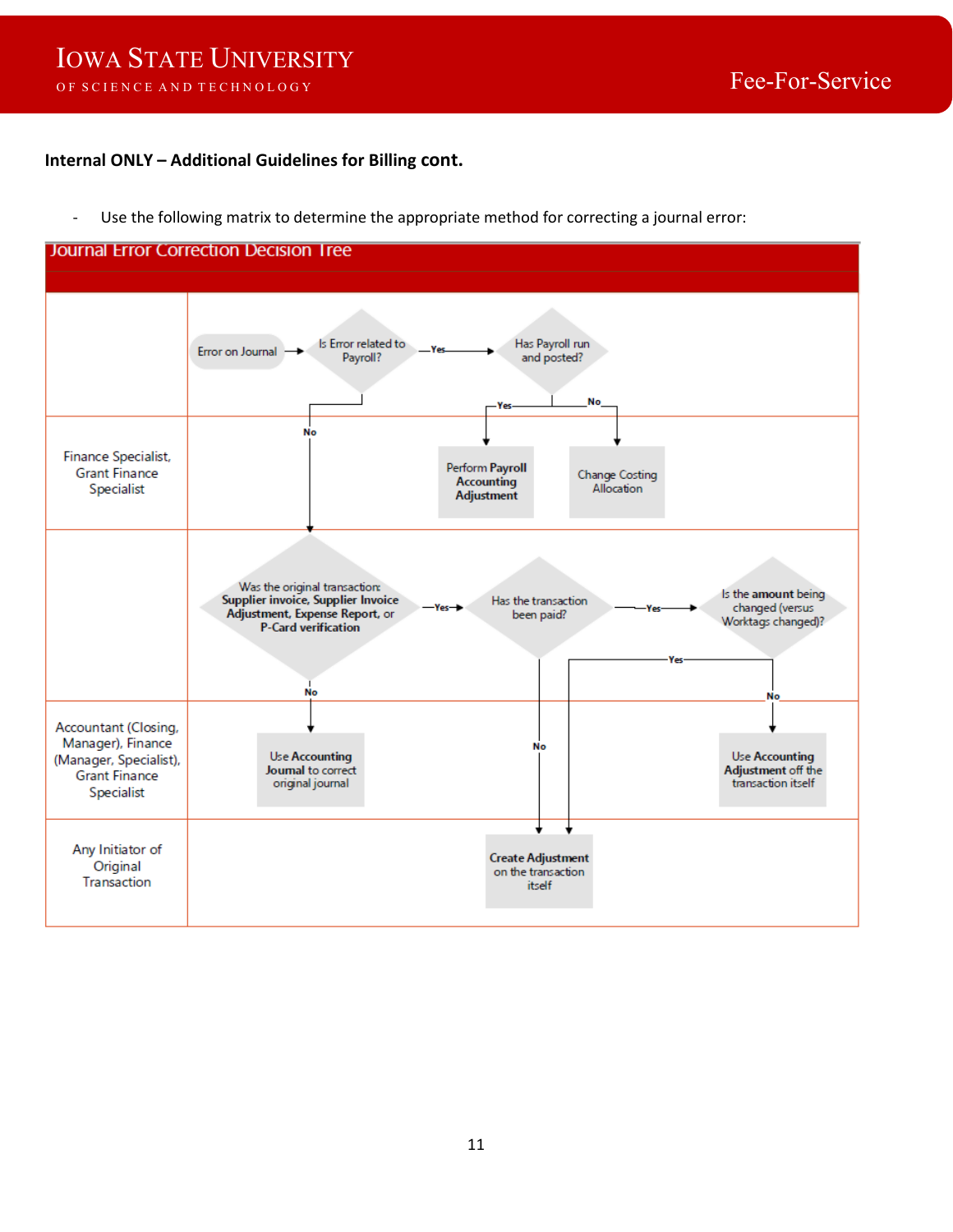**Internal ONLY – Additional Guidelines for Billing cont.**

- Use the following matrix to determine the appropriate method for correcting a journal error:

## Journal Error Correction Decision Tree

| | |
|---|---|
| | Error on Journal → Is Error related to Payroll? —Yes→ Has Payroll run and posted? |
| Finance Specialist, Grant Finance Specialist | Has Payroll run and posted? Yes → **Perform Payroll Accounting Adjustment**; No → Change Costing Allocation |
| | Is Error related to Payroll? No → Was the original transaction: **Supplier invoice, Supplier Invoice Adjustment, Expense Report**, or **P-Card verification** —Yes→ Has the transaction been paid? —Yes→ Is the **amount** being changed (versus Worktags changed)? |
| Accountant (Closing, Manager), Finance (Manager, Specialist), Grant Finance Specialist | Was the original transaction... No → Use **Accounting Journal** to correct original journal; Is the amount being changed? No → Use **Accounting Adjustment** off the transaction itself |
| Any Initiator of Original Transaction | Has the transaction been paid? No → **Create Adjustment** on the transaction itself; Is the amount being changed? Yes → **Create Adjustment** on the transaction itself |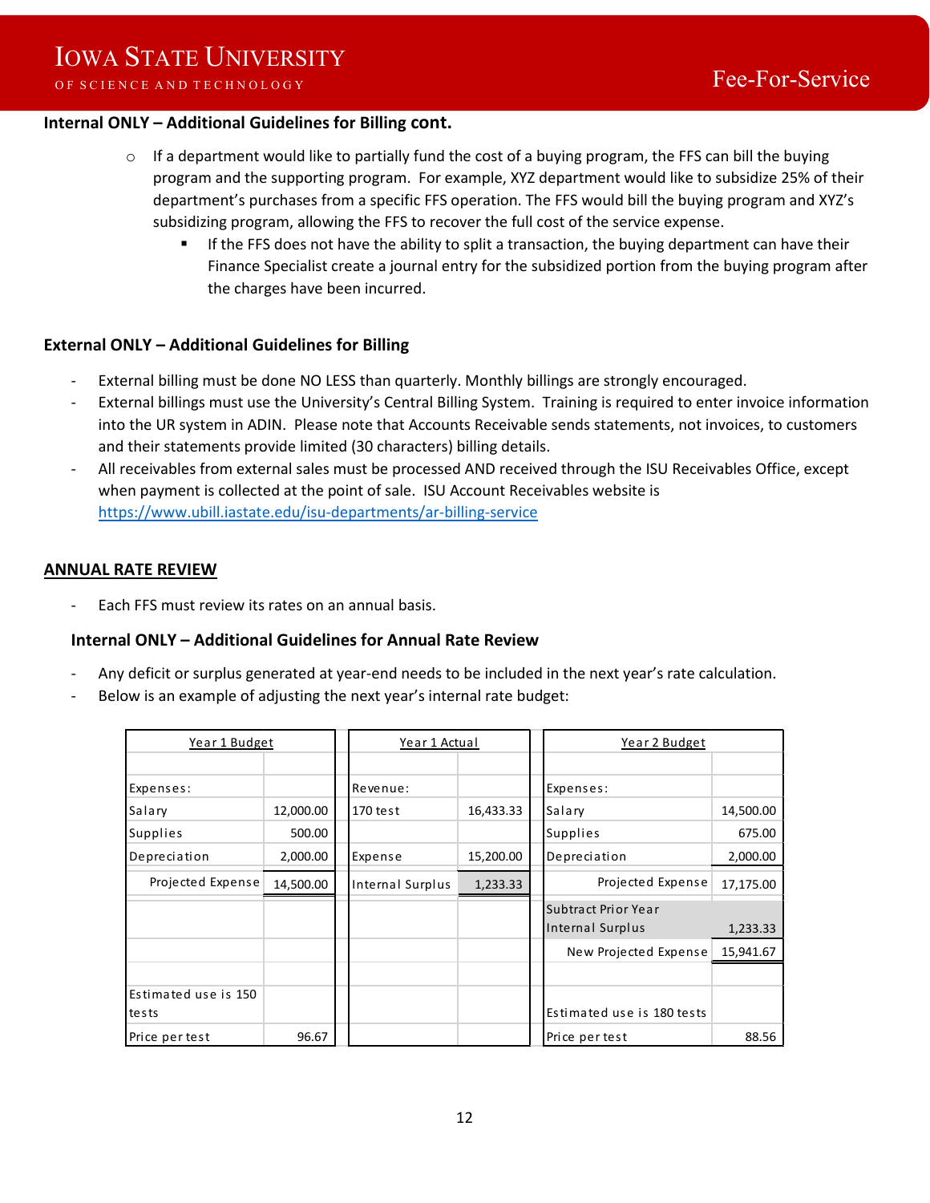**Internal ONLY – Additional Guidelines for Billing cont.**

- If a department would like to partially fund the cost of a buying program, the FFS can bill the buying program and the supporting program. For example, XYZ department would like to subsidize 25% of their department's purchases from a specific FFS operation. The FFS would bill the buying program and XYZ's subsidizing program, allowing the FFS to recover the full cost of the service expense.
    - If the FFS does not have the ability to split a transaction, the buying department can have their Finance Specialist create a journal entry for the subsidized portion from the buying program after the charges have been incurred.

**External ONLY – Additional Guidelines for Billing**

- External billing must be done NO LESS than quarterly. Monthly billings are strongly encouraged.
- External billings must use the University's Central Billing System. Training is required to enter invoice information into the UR system in ADIN. Please note that Accounts Receivable sends statements, not invoices, to customers and their statements provide limited (30 characters) billing details.
- All receivables from external sales must be processed AND received through the ISU Receivables Office, except when payment is collected at the point of sale. ISU Account Receivables website is https://www.ubill.iastate.edu/isu-departments/ar-billing-service

## ANNUAL RATE REVIEW

- Each FFS must review its rates on an annual basis.

**Internal ONLY – Additional Guidelines for Annual Rate Review**

- Any deficit or surplus generated at year-end needs to be included in the next year's rate calculation.
- Below is an example of adjusting the next year's internal rate budget:

| Year 1 Budget | | Year 1 Actual | | Year 2 Budget | |
|---|---|---|---|---|---|
| Expenses: | | Revenue: | | Expenses: | |
| Salary | 12,000.00 | 170 test | 16,433.33 | Salary | 14,500.00 |
| Supplies | 500.00 | | | Supplies | 675.00 |
| Depreciation | 2,000.00 | Expense | 15,200.00 | Depreciation | 2,000.00 |
| Projected Expense | 14,500.00 | Internal Surplus | 1,233.33 | Projected Expense | 17,175.00 |
| | | | | Subtract Prior Year Internal Surplus | 1,233.33 |
| | | | | New Projected Expense | 15,941.67 |
| Estimated use is 150 tests | | | | Estimated use is 180 tests | |
| Price per test | 96.67 | | | Price per test | 88.56 |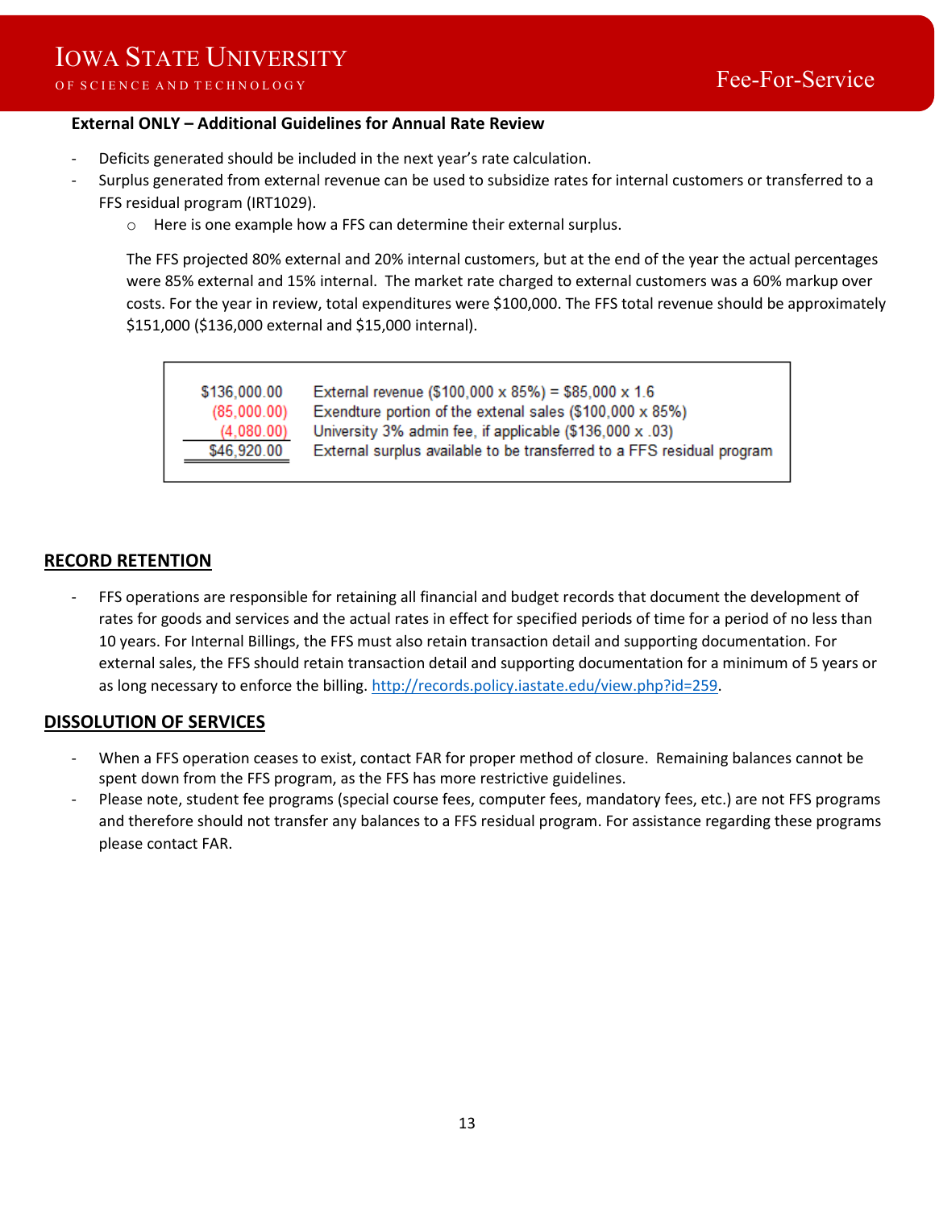**External ONLY – Additional Guidelines for Annual Rate Review**

- Deficits generated should be included in the next year's rate calculation.
- Surplus generated from external revenue can be used to subsidize rates for internal customers or transferred to a FFS residual program (IRT1029).
    - Here is one example how a FFS can determine their external surplus.

The FFS projected 80% external and 20% internal customers, but at the end of the year the actual percentages were 85% external and 15% internal. The market rate charged to external customers was a 60% markup over costs. For the year in review, total expenditures were $100,000. The FFS total revenue should be approximately $151,000 ($136,000 external and $15,000 internal).

| | |
|---|---|
| $136,000.00 | External revenue ($100,000 x 85%) = $85,000 x 1.6 |
| (85,000.00) | Exendture portion of the extenal sales ($100,000 x 85%) |
| (4,080.00) | University 3% admin fee, if applicable ($136,000 x .03) |
| $46,920.00 | External surplus available to be transferred to a FFS residual program |

## RECORD RETENTION

- FFS operations are responsible for retaining all financial and budget records that document the development of rates for goods and services and the actual rates in effect for specified periods of time for a period of no less than 10 years. For Internal Billings, the FFS must also retain transaction detail and supporting documentation. For external sales, the FFS should retain transaction detail and supporting documentation for a minimum of 5 years or as long necessary to enforce the billing. http://records.policy.iastate.edu/view.php?id=259.

## DISSOLUTION OF SERVICES

- When a FFS operation ceases to exist, contact FAR for proper method of closure. Remaining balances cannot be spent down from the FFS program, as the FFS has more restrictive guidelines.
- Please note, student fee programs (special course fees, computer fees, mandatory fees, etc.) are not FFS programs and therefore should not transfer any balances to a FFS residual program. For assistance regarding these programs please contact FAR.